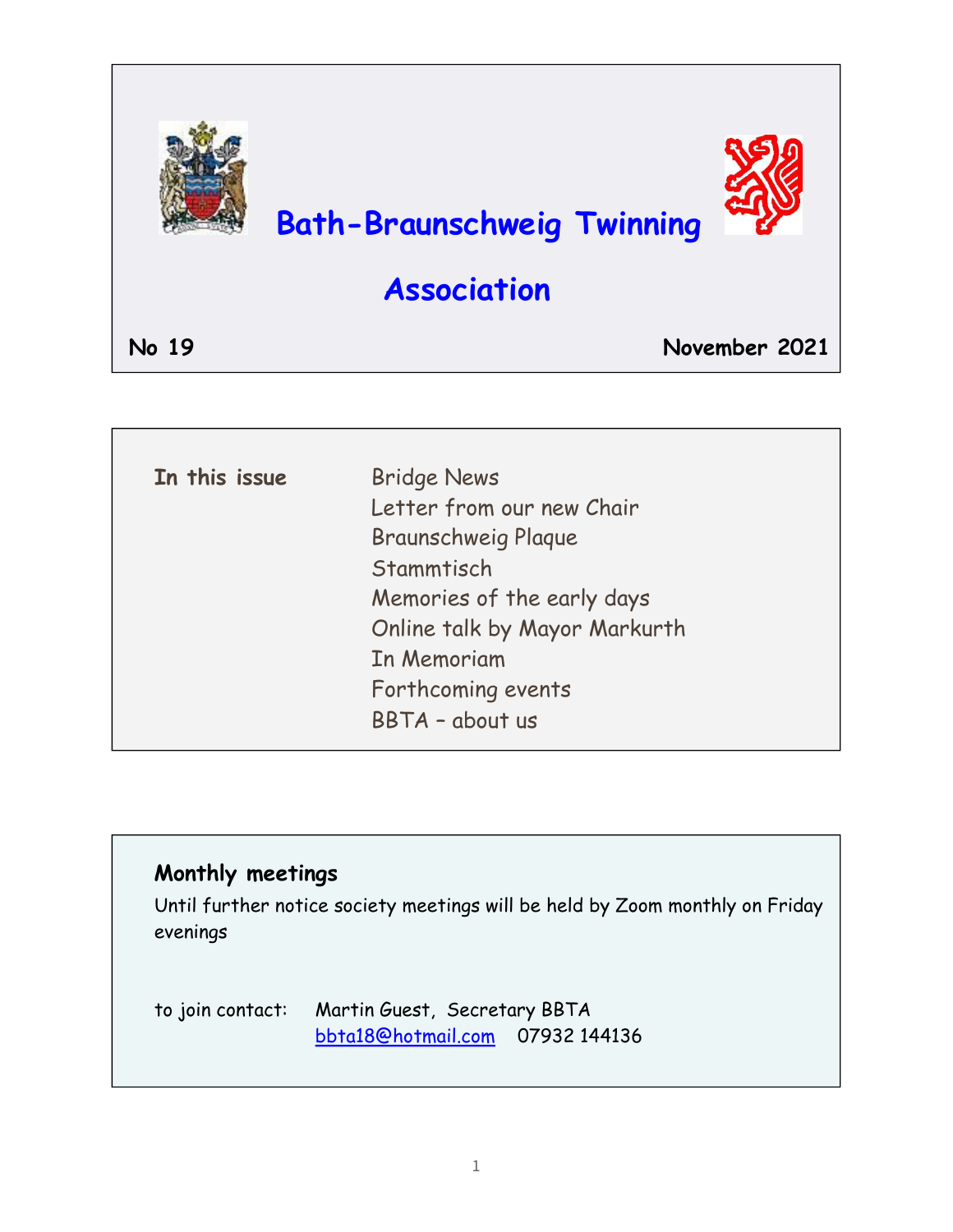# Bath-Braunschweig Twinning Association

**No 19** **November 2021**

**In this issue**

- Bridge News
- Letter from our new Chair
- Braunschweig Plaque
- Stammtisch
- Memories of the early days
- Online talk by Mayor Markurth
- In Memoriam
- Forthcoming events
- BBTA – about us

## Monthly meetings

Until further notice society meetings will be held by Zoom monthly on Friday evenings

to join contact: Martin Guest, Secretary BBTA
bbta18@hotmail.com 07932 144136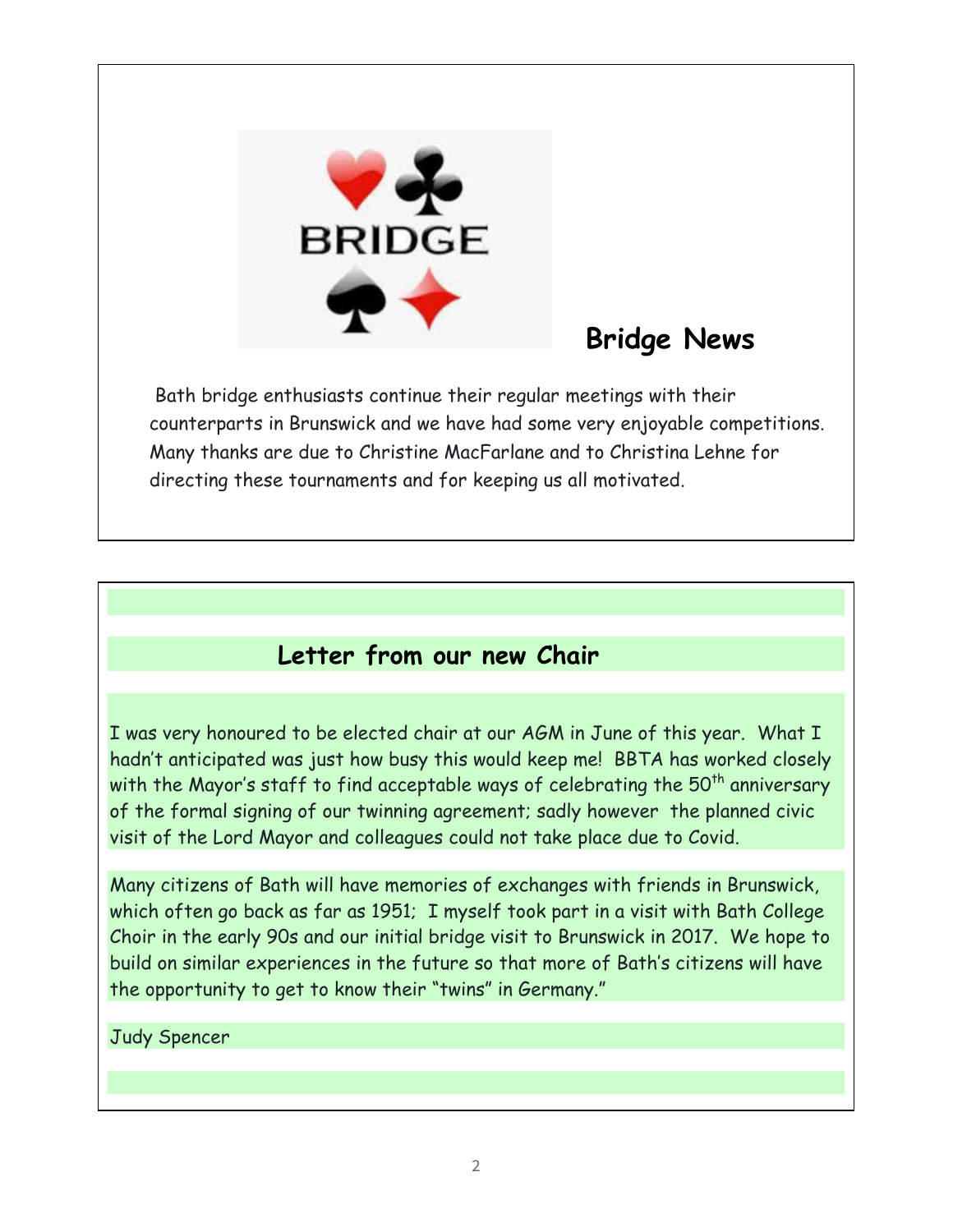## Bridge News

Bath bridge enthusiasts continue their regular meetings with their counterparts in Brunswick and we have had some very enjoyable competitions. Many thanks are due to Christine MacFarlane and to Christina Lehne for directing these tournaments and for keeping us all motivated.

## Letter from our new Chair

I was very honoured to be elected chair at our AGM in June of this year. What I hadn't anticipated was just how busy this would keep me! BBTA has worked closely with the Mayor's staff to find acceptable ways of celebrating the 50th anniversary of the formal signing of our twinning agreement; sadly however the planned civic visit of the Lord Mayor and colleagues could not take place due to Covid.

Many citizens of Bath will have memories of exchanges with friends in Brunswick, which often go back as far as 1951; I myself took part in a visit with Bath College Choir in the early 90s and our initial bridge visit to Brunswick in 2017. We hope to build on similar experiences in the future so that more of Bath's citizens will have the opportunity to get to know their "twins" in Germany."

Judy Spencer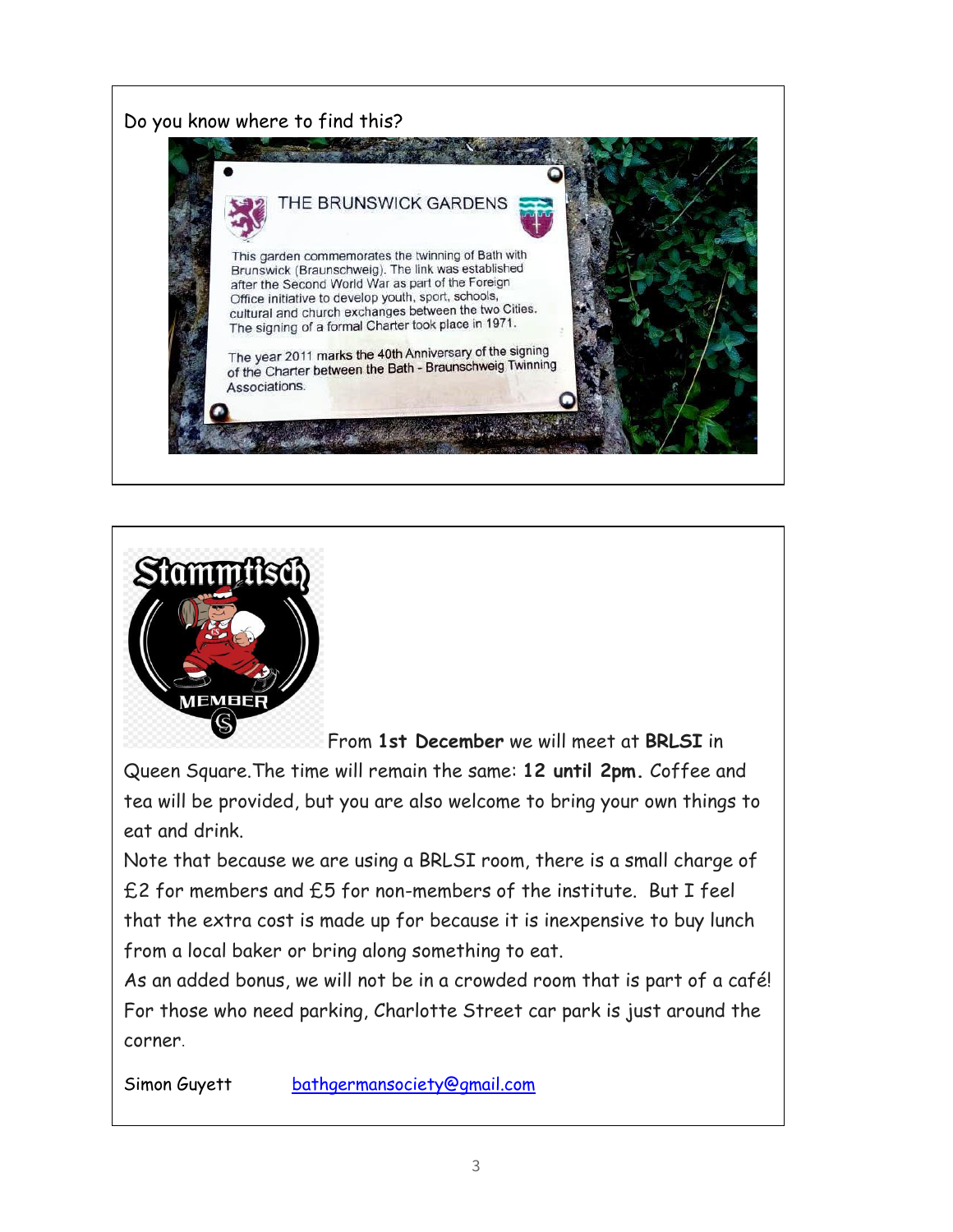Do you know where to find this?

THE BRUNSWICK GARDENS

This garden commemorates the twinning of Bath with Brunswick (Braunschweig). The link was established after the Second World War as part of the Foreign Office initiative to develop youth, sport, schools, cultural and church exchanges between the two Cities. The signing of a formal Charter took place in 1971.

The year 2011 marks the 40th Anniversary of the signing of the Charter between the Bath - Braunschweig Twinning Associations.

Stammtisch

MEMBER

From **1st December** we will meet at **BRLSI** in Queen Square.The time will remain the same: **12 until 2pm.** Coffee and tea will be provided, but you are also welcome to bring your own things to eat and drink.

Note that because we are using a BRLSI room, there is a small charge of £2 for members and £5 for non-members of the institute. But I feel that the extra cost is made up for because it is inexpensive to buy lunch from a local baker or bring along something to eat.

As an added bonus, we will not be in a crowded room that is part of a café! For those who need parking, Charlotte Street car park is just around the corner.

Simon Guyett bathgermansociety@gmail.com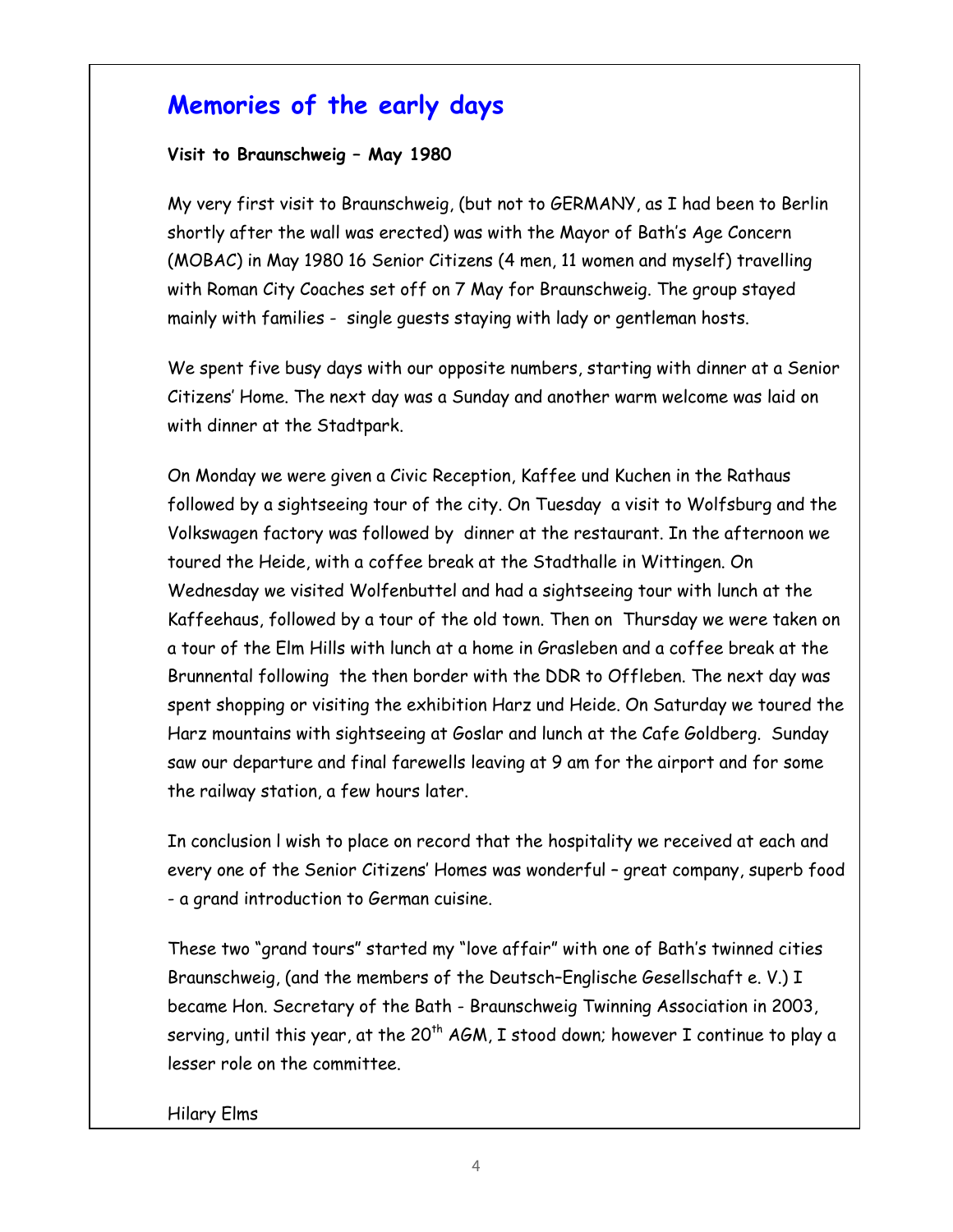## Memories of the early days

**Visit to Braunschweig – May 1980**

My very first visit to Braunschweig, (but not to GERMANY, as I had been to Berlin shortly after the wall was erected) was with the Mayor of Bath's Age Concern (MOBAC) in May 1980 16 Senior Citizens (4 men, 11 women and myself) travelling with Roman City Coaches set off on 7 May for Braunschweig. The group stayed mainly with families - single guests staying with lady or gentleman hosts.

We spent five busy days with our opposite numbers, starting with dinner at a Senior Citizens' Home. The next day was a Sunday and another warm welcome was laid on with dinner at the Stadtpark.

On Monday we were given a Civic Reception, Kaffee und Kuchen in the Rathaus followed by a sightseeing tour of the city. On Tuesday a visit to Wolfsburg and the Volkswagen factory was followed by dinner at the restaurant. In the afternoon we toured the Heide, with a coffee break at the Stadthalle in Wittingen. On Wednesday we visited Wolfenbuttel and had a sightseeing tour with lunch at the Kaffeehaus, followed by a tour of the old town. Then on Thursday we were taken on a tour of the Elm Hills with lunch at a home in Grasleben and a coffee break at the Brunnental following the then border with the DDR to Offleben. The next day was spent shopping or visiting the exhibition Harz und Heide. On Saturday we toured the Harz mountains with sightseeing at Goslar and lunch at the Cafe Goldberg. Sunday saw our departure and final farewells leaving at 9 am for the airport and for some the railway station, a few hours later.

In conclusion I wish to place on record that the hospitality we received at each and every one of the Senior Citizens' Homes was wonderful – great company, superb food - a grand introduction to German cuisine.

These two "grand tours" started my "love affair" with one of Bath's twinned cities Braunschweig, (and the members of the Deutsch–Englische Gesellschaft e. V.) I became Hon. Secretary of the Bath - Braunschweig Twinning Association in 2003, serving, until this year, at the 20th AGM, I stood down; however I continue to play a lesser role on the committee.

Hilary Elms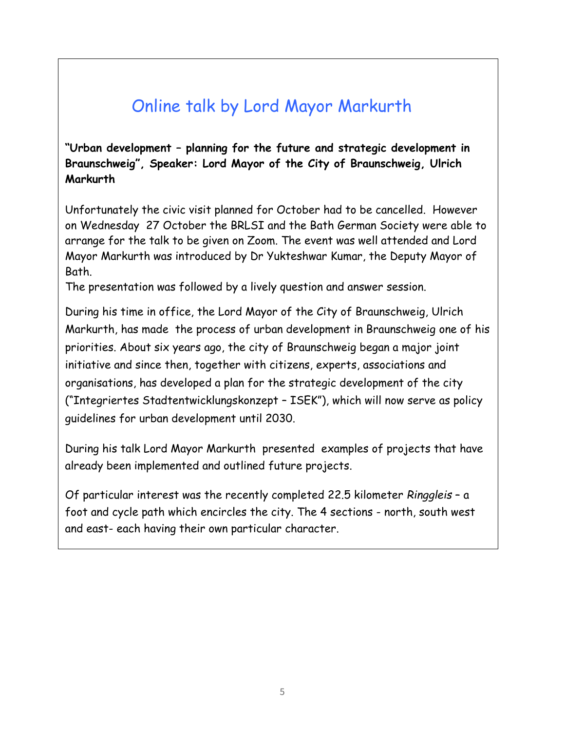# Online talk by Lord Mayor Markurth

**"Urban development – planning for the future and strategic development in Braunschweig", Speaker: Lord Mayor of the City of Braunschweig, Ulrich Markurth**

Unfortunately the civic visit planned for October had to be cancelled. However on Wednesday 27 October the BRLSI and the Bath German Society were able to arrange for the talk to be given on Zoom. The event was well attended and Lord Mayor Markurth was introduced by Dr Yukteshwar Kumar, the Deputy Mayor of Bath.
The presentation was followed by a lively question and answer session.

During his time in office, the Lord Mayor of the City of Braunschweig, Ulrich Markurth, has made the process of urban development in Braunschweig one of his priorities. About six years ago, the city of Braunschweig began a major joint initiative and since then, together with citizens, experts, associations and organisations, has developed a plan for the strategic development of the city ("Integriertes Stadtentwicklungskonzept – ISEK"), which will now serve as policy guidelines for urban development until 2030.

During his talk Lord Mayor Markurth presented examples of projects that have already been implemented and outlined future projects.

Of particular interest was the recently completed 22.5 kilometer *Ringgleis* – a foot and cycle path which encircles the city. The 4 sections - north, south west and east- each having their own particular character.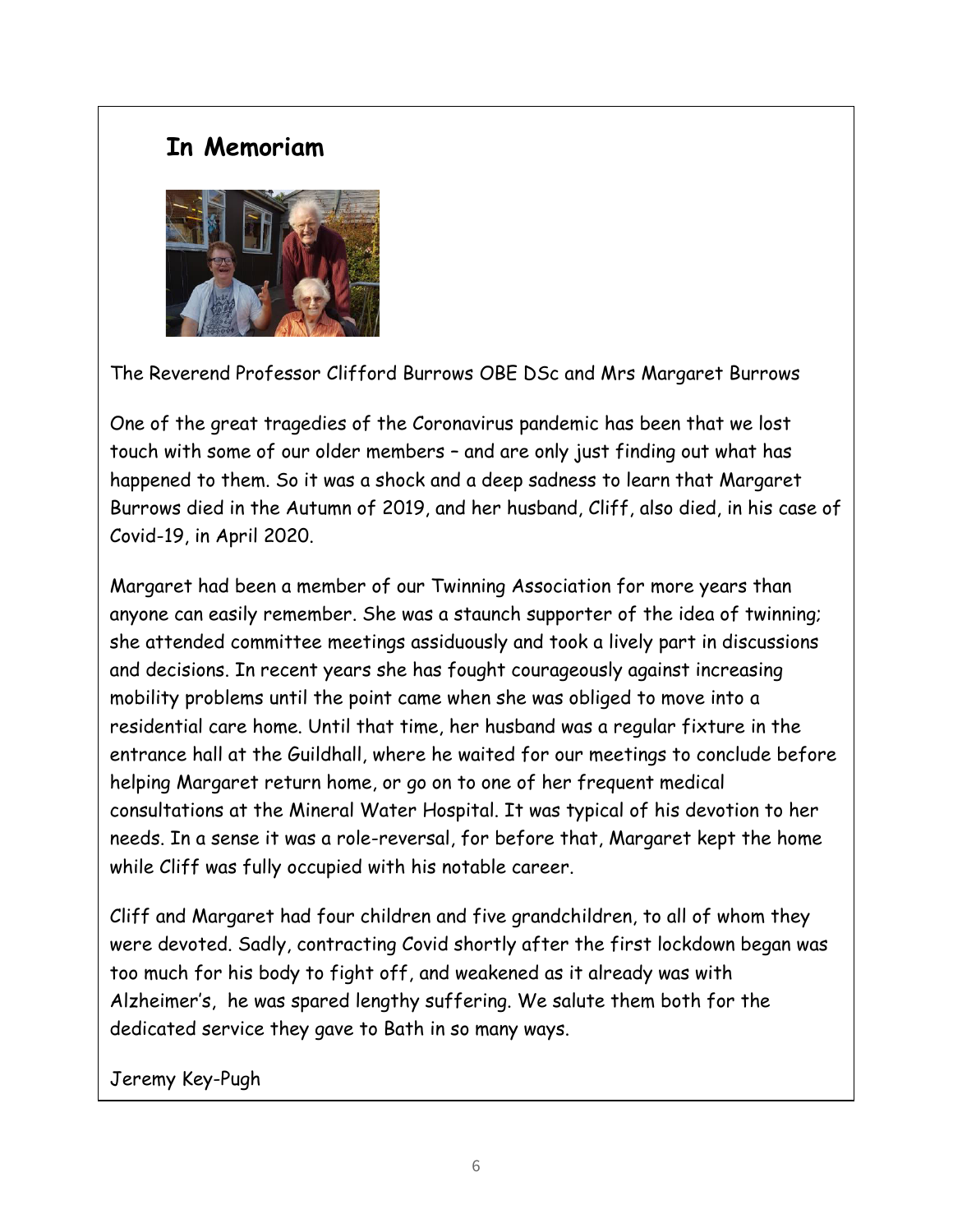## In Memoriam

The Reverend Professor Clifford Burrows OBE DSc and Mrs Margaret Burrows

One of the great tragedies of the Coronavirus pandemic has been that we lost touch with some of our older members – and are only just finding out what has happened to them. So it was a shock and a deep sadness to learn that Margaret Burrows died in the Autumn of 2019, and her husband, Cliff, also died, in his case of Covid-19, in April 2020.

Margaret had been a member of our Twinning Association for more years than anyone can easily remember. She was a staunch supporter of the idea of twinning; she attended committee meetings assiduously and took a lively part in discussions and decisions. In recent years she has fought courageously against increasing mobility problems until the point came when she was obliged to move into a residential care home. Until that time, her husband was a regular fixture in the entrance hall at the Guildhall, where he waited for our meetings to conclude before helping Margaret return home, or go on to one of her frequent medical consultations at the Mineral Water Hospital. It was typical of his devotion to her needs. In a sense it was a role-reversal, for before that, Margaret kept the home while Cliff was fully occupied with his notable career.

Cliff and Margaret had four children and five grandchildren, to all of whom they were devoted. Sadly, contracting Covid shortly after the first lockdown began was too much for his body to fight off, and weakened as it already was with Alzheimer's, he was spared lengthy suffering. We salute them both for the dedicated service they gave to Bath in so many ways.

Jeremy Key-Pugh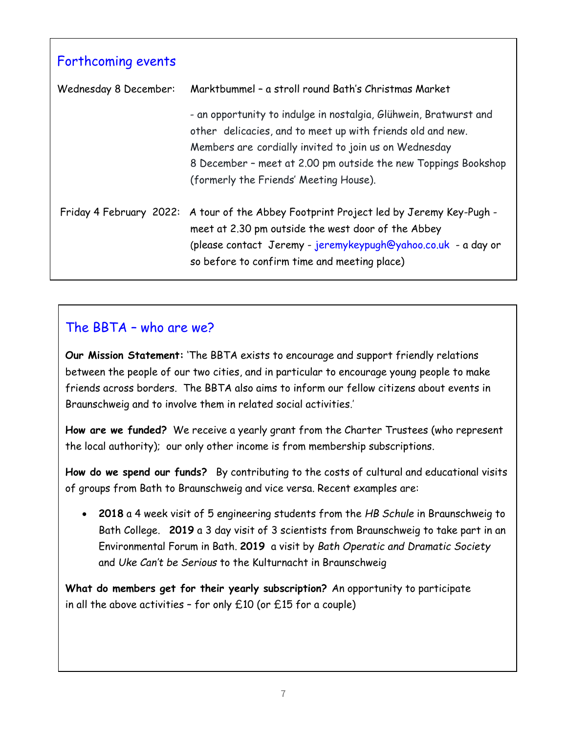## Forthcoming events

| | |
|---|---|
| Wednesday 8 December: | Marktbummel – a stroll round Bath's Christmas Market<br><br>- an opportunity to indulge in nostalgia, Glühwein, Bratwurst and other delicacies, and to meet up with friends old and new. Members are cordially invited to join us on Wednesday 8 December – meet at 2.00 pm outside the new Toppings Bookshop (formerly the Friends' Meeting House). |
| Friday 4 February 2022: | A tour of the Abbey Footprint Project led by Jeremy Key-Pugh - meet at 2.30 pm outside the west door of the Abbey (please contact Jeremy - jeremykeypugh@yahoo.co.uk - a day or so before to confirm time and meeting place) |

## The BBTA – who are we?

**Our Mission Statement:** 'The BBTA exists to encourage and support friendly relations between the people of our two cities, and in particular to encourage young people to make friends across borders. The BBTA also aims to inform our fellow citizens about events in Braunschweig and to involve them in related social activities.'

**How are we funded?** We receive a yearly grant from the Charter Trustees (who represent the local authority); our only other income is from membership subscriptions.

**How do we spend our funds?** By contributing to the costs of cultural and educational visits of groups from Bath to Braunschweig and vice versa. Recent examples are:

- **2018** a 4 week visit of 5 engineering students from the *HB Schule* in Braunschweig to Bath College. **2019** a 3 day visit of 3 scientists from Braunschweig to take part in an Environmental Forum in Bath. **2019** a visit by *Bath Operatic and Dramatic Society* and *Uke Can't be Serious* to the Kulturnacht in Braunschweig

**What do members get for their yearly subscription?** An opportunity to participate in all the above activities – for only £10 (or £15 for a couple)